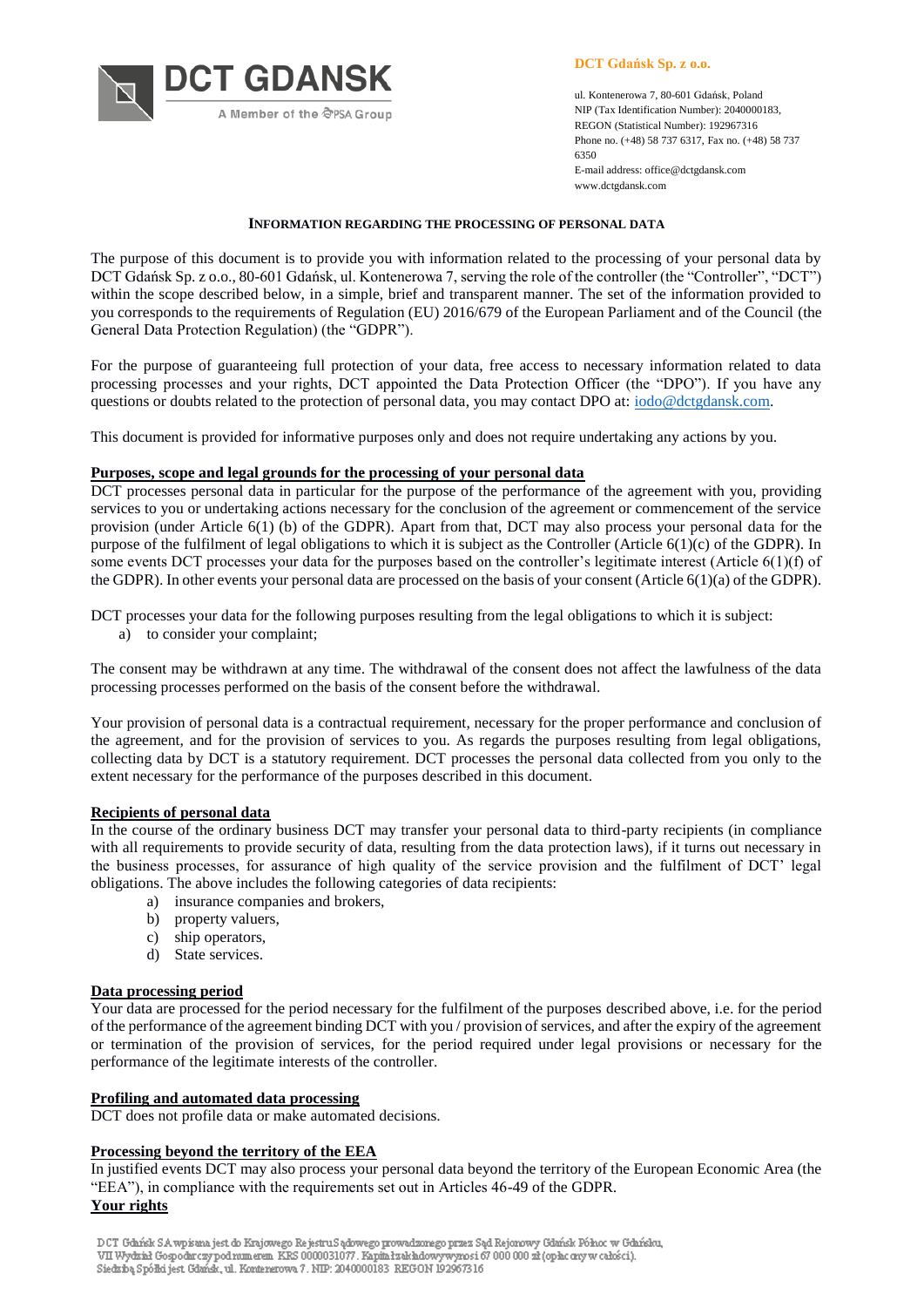DCT GDANSK
A Member of the PSA Group

**DCT Gdańsk Sp. z o.o.**

ul. Kontenerowa 7, 80-601 Gdańsk, Poland
NIP (Tax Identification Number): 2040000183,
REGON (Statistical Number): 192967316
Phone no. (+48) 58 737 6317, Fax no. (+48) 58 737 6350
E-mail address: office@dctgdansk.com
www.dctgdansk.com

**INFORMATION REGARDING THE PROCESSING OF PERSONAL DATA**

The purpose of this document is to provide you with information related to the processing of your personal data by DCT Gdańsk Sp. z o.o., 80-601 Gdańsk, ul. Kontenerowa 7, serving the role of the controller (the "Controller", "DCT") within the scope described below, in a simple, brief and transparent manner. The set of the information provided to you corresponds to the requirements of Regulation (EU) 2016/679 of the European Parliament and of the Council (the General Data Protection Regulation) (the "GDPR").

For the purpose of guaranteeing full protection of your data, free access to necessary information related to data processing processes and your rights, DCT appointed the Data Protection Officer (the "DPO"). If you have any questions or doubts related to the protection of personal data, you may contact DPO at: iodo@dctgdansk.com.

This document is provided for informative purposes only and does not require undertaking any actions by you.

**Purposes, scope and legal grounds for the processing of your personal data**

DCT processes personal data in particular for the purpose of the performance of the agreement with you, providing services to you or undertaking actions necessary for the conclusion of the agreement or commencement of the service provision (under Article 6(1) (b) of the GDPR). Apart from that, DCT may also process your personal data for the purpose of the fulfilment of legal obligations to which it is subject as the Controller (Article 6(1)(c) of the GDPR). In some events DCT processes your data for the purposes based on the controller's legitimate interest (Article 6(1)(f) of the GDPR). In other events your personal data are processed on the basis of your consent (Article 6(1)(a) of the GDPR).

DCT processes your data for the following purposes resulting from the legal obligations to which it is subject:

a) to consider your complaint;

The consent may be withdrawn at any time. The withdrawal of the consent does not affect the lawfulness of the data processing processes performed on the basis of the consent before the withdrawal.

Your provision of personal data is a contractual requirement, necessary for the proper performance and conclusion of the agreement, and for the provision of services to you. As regards the purposes resulting from legal obligations, collecting data by DCT is a statutory requirement. DCT processes the personal data collected from you only to the extent necessary for the performance of the purposes described in this document.

**Recipients of personal data**

In the course of the ordinary business DCT may transfer your personal data to third-party recipients (in compliance with all requirements to provide security of data, resulting from the data protection laws), if it turns out necessary in the business processes, for assurance of high quality of the service provision and the fulfilment of DCT' legal obligations. The above includes the following categories of data recipients:

a) insurance companies and brokers,
b) property valuers,
c) ship operators,
d) State services.

**Data processing period**

Your data are processed for the period necessary for the fulfilment of the purposes described above, i.e. for the period of the performance of the agreement binding DCT with you / provision of services, and after the expiry of the agreement or termination of the provision of services, for the period required under legal provisions or necessary for the performance of the legitimate interests of the controller.

**Profiling and automated data processing**

DCT does not profile data or make automated decisions.

**Processing beyond the territory of the EEA**

In justified events DCT may also process your personal data beyond the territory of the European Economic Area (the "EEA"), in compliance with the requirements set out in Articles 46-49 of the GDPR.

**Your rights**

DCT Gdańsk SA wpisana jest do Krajowego Rejestru Sądowego prowadzonego przez Sąd Rejonowy Gdańsk Północ w Gdańsku, VII Wydział Gospodarczy pod numerem KRS 0000031077. Kapitał zakładowy wynosi 67 000 000 zł (opłacony w całości). Siedzibą Spółki jest Gdańsk, ul. Kontenerowa 7. NIP: 2040000183 REGON 192967316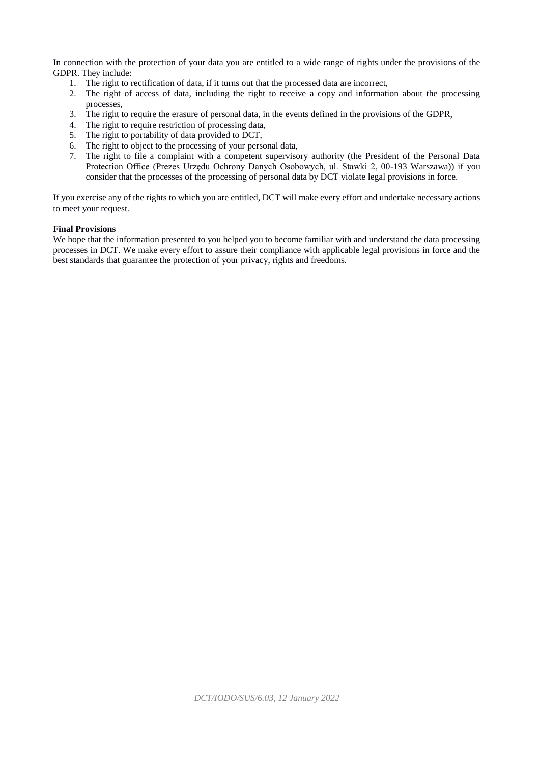In connection with the protection of your data you are entitled to a wide range of rights under the provisions of the GDPR. They include:

1. The right to rectification of data, if it turns out that the processed data are incorrect,
2. The right of access of data, including the right to receive a copy and information about the processing processes,
3. The right to require the erasure of personal data, in the events defined in the provisions of the GDPR,
4. The right to require restriction of processing data,
5. The right to portability of data provided to DCT,
6. The right to object to the processing of your personal data,
7. The right to file a complaint with a competent supervisory authority (the President of the Personal Data Protection Office (Prezes Urzędu Ochrony Danych Osobowych, ul. Stawki 2, 00-193 Warszawa)) if you consider that the processes of the processing of personal data by DCT violate legal provisions in force.

If you exercise any of the rights to which you are entitled, DCT will make every effort and undertake necessary actions to meet your request.

**Final Provisions**

We hope that the information presented to you helped you to become familiar with and understand the data processing processes in DCT. We make every effort to assure their compliance with applicable legal provisions in force and the best standards that guarantee the protection of your privacy, rights and freedoms.

*DCT/IODO/SUS/6.03, 12 January 2022*